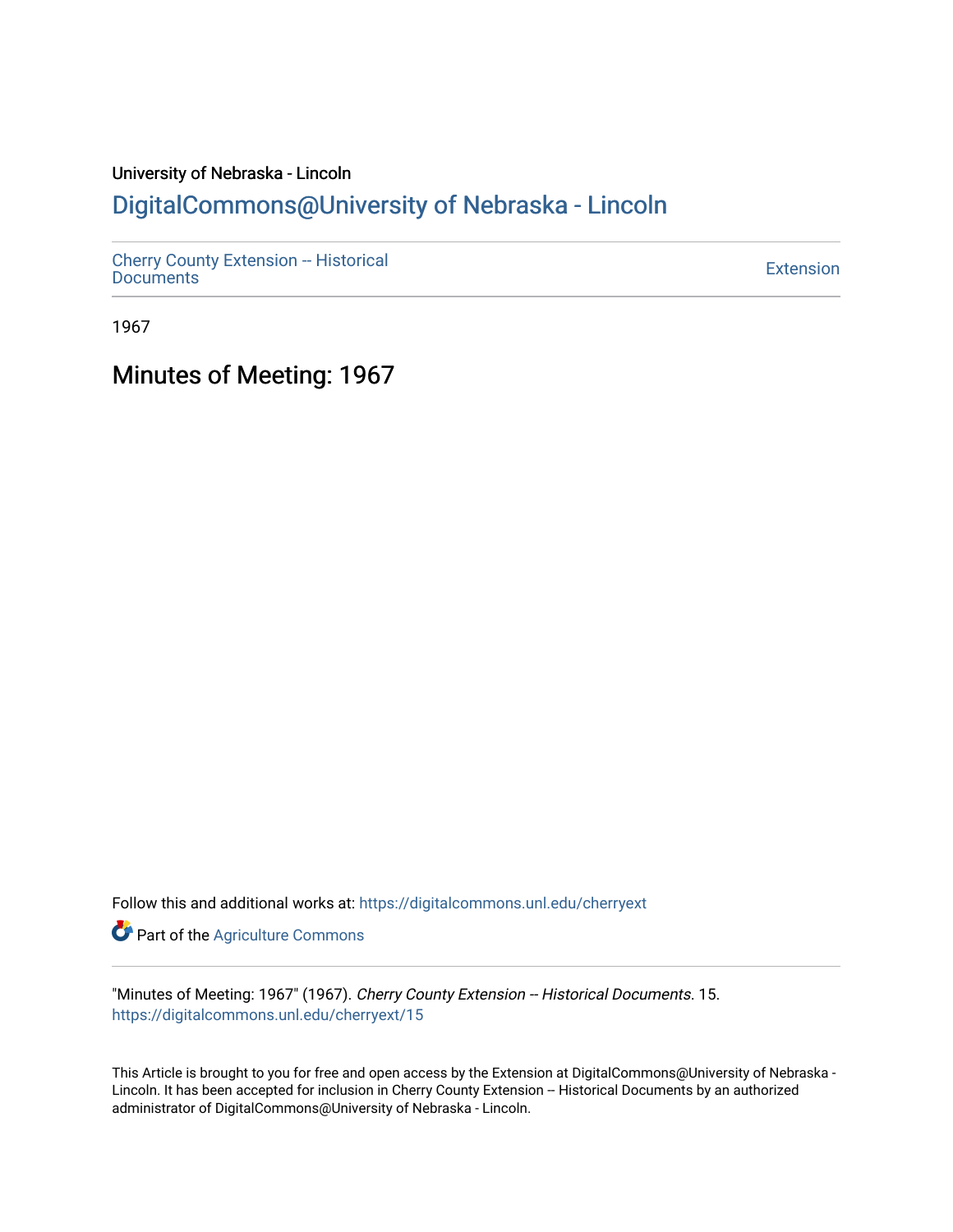University of Nebraska - Lincoln

## DigitalCommons@University of Nebraska - Lincoln

Cherry County Extension -- Historical Documents

Extension

1967

# Minutes of Meeting: 1967

Follow this and additional works at: https://digitalcommons.unl.edu/cherryext

Part of the Agriculture Commons

"Minutes of Meeting: 1967" (1967). *Cherry County Extension -- Historical Documents*. 15.
https://digitalcommons.unl.edu/cherryext/15

This Article is brought to you for free and open access by the Extension at DigitalCommons@University of Nebraska - Lincoln. It has been accepted for inclusion in Cherry County Extension -- Historical Documents by an authorized administrator of DigitalCommons@University of Nebraska - Lincoln.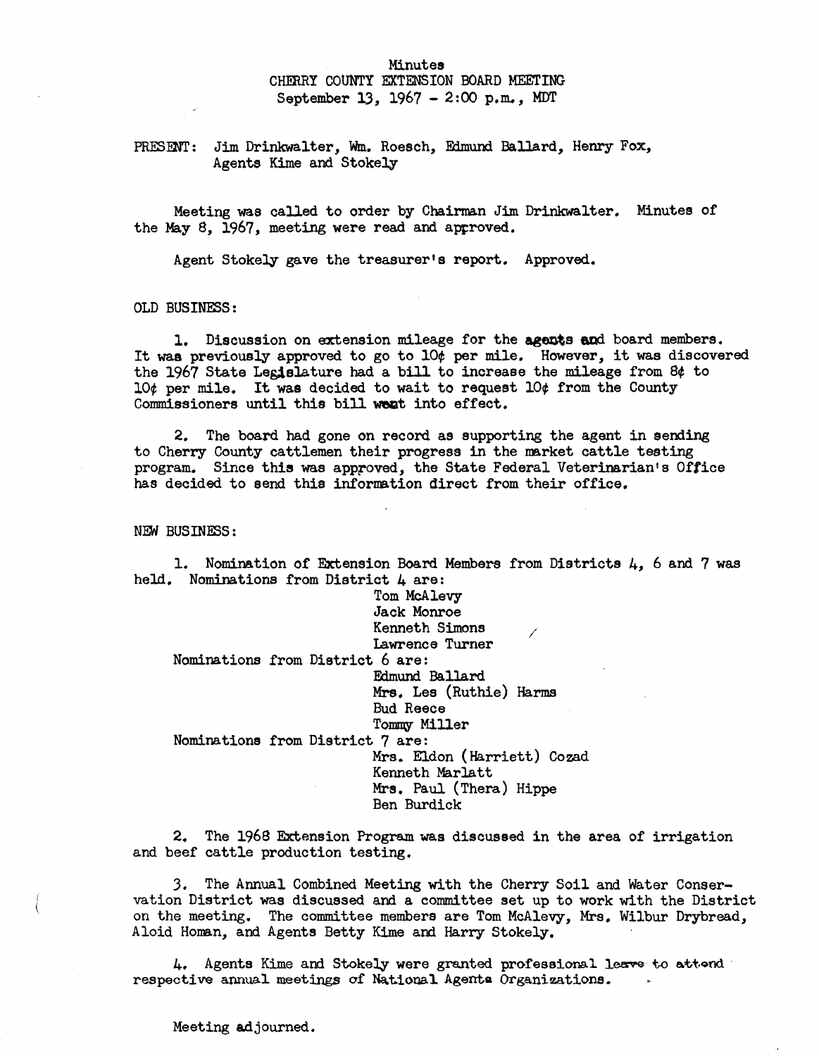Minutes
CHERRY COUNTY EXTENSION BOARD MEETING
September 13, 1967 - 2:00 p.m., MDT

PRESENT: Jim Drinkwalter, Wm. Roesch, Edmund Ballard, Henry Fox, Agents Kime and Stokely

Meeting was called to order by Chairman Jim Drinkwalter. Minutes of the May 8, 1967, meeting were read and approved.

Agent Stokely gave the treasurer's report. Approved.

OLD BUSINESS:

1. Discussion on extension mileage for the agents and board members. It was previously approved to go to 10¢ per mile. However, it was discovered the 1967 State Legislature had a bill to increase the mileage from 8¢ to 10¢ per mile. It was decided to wait to request 10¢ from the County Commissioners until this bill went into effect.

2. The board had gone on record as supporting the agent in sending to Cherry County cattlemen their progress in the market cattle testing program. Since this was approved, the State Federal Veterinarian's Office has decided to send this information direct from their office.

NEW BUSINESS:

1. Nomination of Extension Board Members from Districts 4, 6 and 7 was held. Nominations from District 4 are:

   Tom McAlevy
   Jack Monroe
   Kenneth Simons
   Lawrence Turner

   Nominations from District 6 are:

   Edmund Ballard
   Mrs. Les (Ruthie) Harms
   Bud Reece
   Tommy Miller

   Nominations from District 7 are:

   Mrs. Eldon (Harriett) Cozad
   Kenneth Marlatt
   Mrs. Paul (Thera) Hippe
   Ben Burdick

2. The 1968 Extension Program was discussed in the area of irrigation and beef cattle production testing.

3. The Annual Combined Meeting with the Cherry Soil and Water Conservation District was discussed and a committee set up to work with the District on the meeting. The committee members are Tom McAlevy, Mrs. Wilbur Drybread, Aloid Homan, and Agents Betty Kime and Harry Stokely.

4. Agents Kime and Stokely were granted professional leave to attend respective annual meetings of National Agents Organizations.

Meeting adjourned.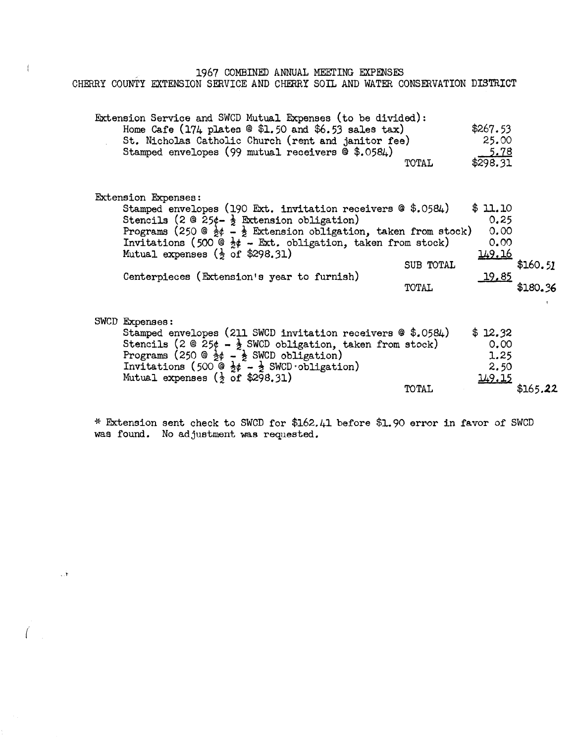# 1967 COMBINED ANNUAL MEETING EXPENSES
## CHERRY COUNTY EXTENSION SERVICE AND CHERRY SOIL AND WATER CONSERVATION DISTRICT

**Extension Service and SWCD Mutual Expenses (to be divided):**

| Item | | Amount | |
|---|---|---|---|
| Home Cafe (174 plates @ \$1.50 and \$6.53 sales tax) | | \$267.53 | |
| St. Nicholas Catholic Church (rent and janitor fee) | | 25.00 | |
| Stamped envelopes (99 mutual receivers @ \$.0584) | | 5.78 | |
| | TOTAL | \$298.31 | |

**Extension Expenses:**

| Item | | Amount | |
|---|---|---|---|
| Stamped envelopes (190 Ext. invitation receivers @ \$.0584) | | \$ 11.10 | |
| Stencils (2 @ 25¢ - ½ Extension obligation) | | 0.25 | |
| Programs (250 @ ½¢ - ½ Extension obligation, taken from stock) | | 0.00 | |
| Invitations (500 @ ½¢ - Ext. obligation, taken from stock) | | 0.00 | |
| Mutual expenses (½ of \$298.31) | | 149.16 | |
| | SUB TOTAL | | \$160.51 |
| Centerpieces (Extension's year to furnish) | | 19.85 | |
| | TOTAL | | \$180.36 |

**SWCD Expenses:**

| Item | | Amount | |
|---|---|---|---|
| Stamped envelopes (211 SWCD invitation receivers @ \$.0584) | | \$ 12.32 | |
| Stencils (2 @ 25¢ - ½ SWCD obligation, taken from stock) | | 0.00 | |
| Programs (250 @ ½¢ - ½ SWCD obligation) | | 1.25 | |
| Invitations (500 @ ½¢ - ½ SWCD obligation) | | 2.50 | |
| Mutual expenses (½ of \$298.31) | | 149.15 | |
| | TOTAL | | \$165.22 |

* Extension sent check to SWCD for \$162.41 before \$1.90 error in favor of SWCD was found. No adjustment was requested.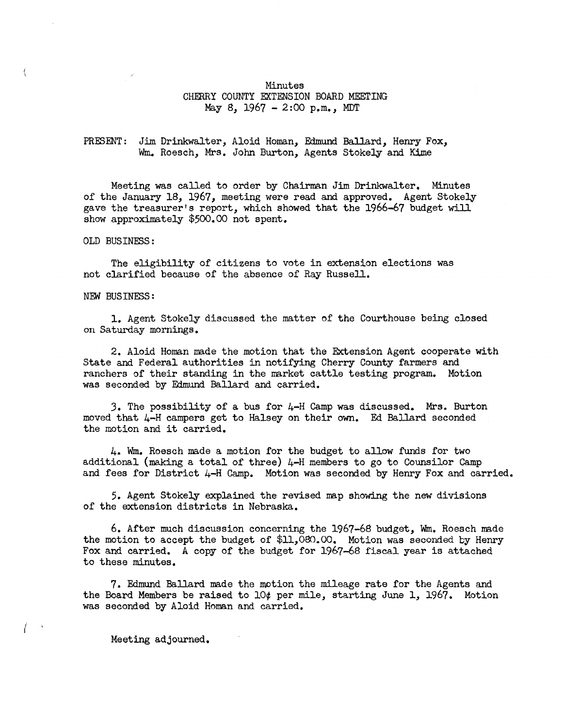# Minutes
## CHERRY COUNTY EXTENSION BOARD MEETING
May 8, 1967 - 2:00 p.m., MDT

PRESENT: Jim Drinkwalter, Aloid Homan, Edmund Ballard, Henry Fox, Wm. Roesch, Mrs. John Burton, Agents Stokely and Kime

Meeting was called to order by Chairman Jim Drinkwalter. Minutes of the January 18, 1967, meeting were read and approved. Agent Stokely gave the treasurer's report, which showed that the 1966-67 budget will show approximately $500.00 not spent.

OLD BUSINESS:

The eligibility of citizens to vote in extension elections was not clarified because of the absence of Ray Russell.

NEW BUSINESS:

1. Agent Stokely discussed the matter of the Courthouse being closed on Saturday mornings.

2. Aloid Homan made the motion that the Extension Agent cooperate with State and Federal authorities in notifying Cherry County farmers and ranchers of their standing in the market cattle testing program. Motion was seconded by Edmund Ballard and carried.

3. The possibility of a bus for 4-H Camp was discussed. Mrs. Burton moved that 4-H campers get to Halsey on their own. Ed Ballard seconded the motion and it carried.

4. Wm. Roesch made a motion for the budget to allow funds for two additional (making a total of three) 4-H members to go to Counsilor Camp and fees for District 4-H Camp. Motion was seconded by Henry Fox and carried.

5. Agent Stokely explained the revised map showing the new divisions of the extension districts in Nebraska.

6. After much discussion concerning the 1967-68 budget, Wm. Roesch made the motion to accept the budget of $11,080.00. Motion was seconded by Henry Fox and carried. A copy of the budget for 1967-68 fiscal year is attached to these minutes.

7. Edmund Ballard made the motion the mileage rate for the Agents and the Board Members be raised to 10¢ per mile, starting June 1, 1967. Motion was seconded by Aloid Homan and carried.

Meeting adjourned.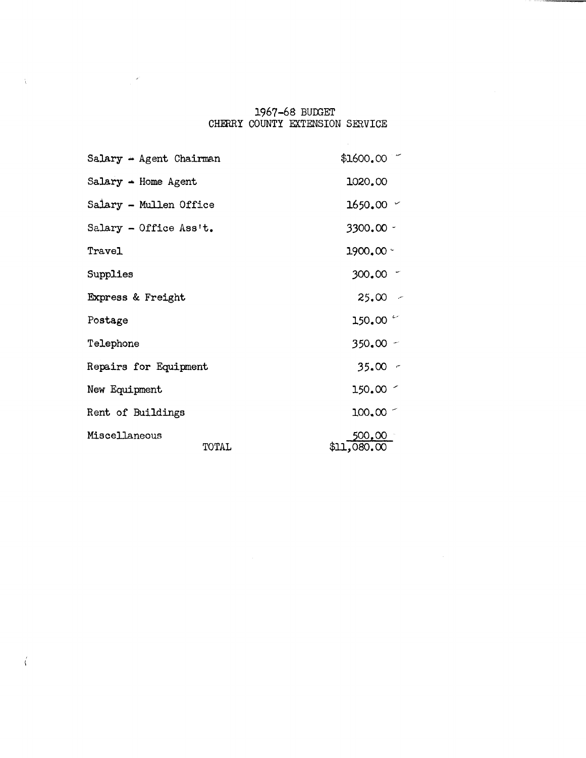# 1967-68 BUDGET
## CHERRY COUNTY EXTENSION SERVICE

| Item | Amount |
|---|---|
| Salary - Agent Chairman | $1600.00 |
| Salary - Home Agent | 1020.00 |
| Salary - Mullen Office | 1650.00 |
| Salary - Office Ass't. | 3300.00 |
| Travel | 1900.00 |
| Supplies | 300.00 |
| Express & Freight | 25.00 |
| Postage | 150.00 |
| Telephone | 350.00 |
| Repairs for Equipment | 35.00 |
| New Equipment | 150.00 |
| Rent of Buildings | 100.00 |
| Miscellaneous | 500.00 |
| TOTAL | $11,080.00 |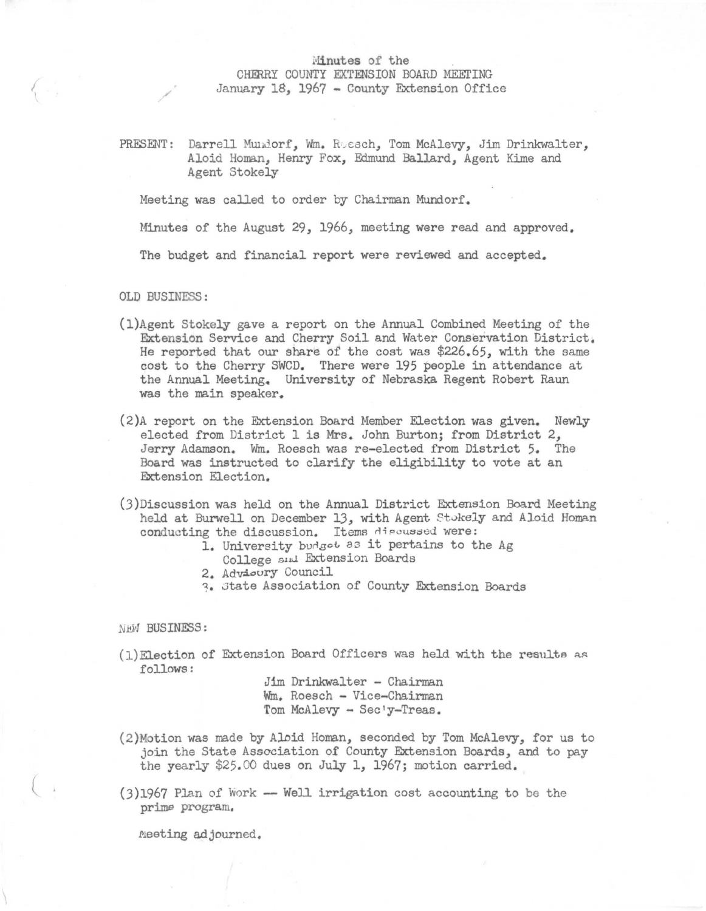Minutes of the
CHERRY COUNTY EXTENSION BOARD MEETING
January 18, 1967 - County Extension Office

PRESENT: Darrell Mundorf, Wm. Roesch, Tom McAlevy, Jim Drinkwalter, Aloid Homan, Henry Fox, Edmund Ballard, Agent Kime and Agent Stokely

Meeting was called to order by Chairman Mundorf.

Minutes of the August 29, 1966, meeting were read and approved.

The budget and financial report were reviewed and accepted.

OLD BUSINESS:

(1)Agent Stokely gave a report on the Annual Combined Meeting of the Extension Service and Cherry Soil and Water Conservation District. He reported that our share of the cost was $226.65, with the same cost to the Cherry SWCD. There were 195 people in attendance at the Annual Meeting. University of Nebraska Regent Robert Raun was the main speaker.

(2)A report on the Extension Board Member Election was given. Newly elected from District 1 is Mrs. John Burton; from District 2, Jerry Adamson. Wm. Roesch was re-elected from District 5. The Board was instructed to clarify the eligibility to vote at an Extension Election.

(3)Discussion was held on the Annual District Extension Board Meeting held at Burwell on December 13, with Agent Stokely and Aloid Homan conducting the discussion. Items discussed were:

1. University budget as it pertains to the Ag College and Extension Boards
2. Advisory Council
3. State Association of County Extension Boards

NEW BUSINESS:

(1)Election of Extension Board Officers was held with the results as follows:

Jim Drinkwalter - Chairman
Wm. Roesch - Vice-Chairman
Tom McAlevy - Sec'y-Treas.

(2)Motion was made by Aloid Homan, seconded by Tom McAlevy, for us to join the State Association of County Extension Boards, and to pay the yearly $25.00 dues on July 1, 1967; motion carried.

(3)1967 Plan of Work -- Well irrigation cost accounting to be the prime program.

Meeting adjourned.